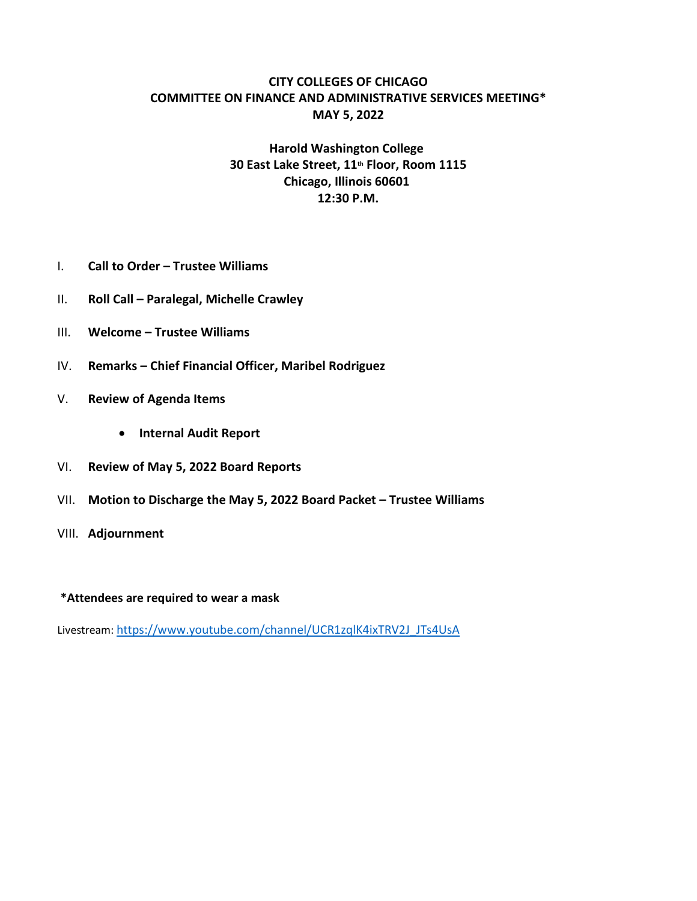# CITY COLLEGES OF CHICAGO
## COMMITTEE ON FINANCE AND ADMINISTRATIVE SERVICES MEETING*
## MAY 5, 2022

**Harold Washington College**
**30 East Lake Street, 11th Floor, Room 1115**
**Chicago, Illinois 60601**
**12:30 P.M.**

I. **Call to Order – Trustee Williams**

II. **Roll Call – Paralegal, Michelle Crawley**

III. **Welcome – Trustee Williams**

IV. **Remarks – Chief Financial Officer, Maribel Rodriguez**

V. **Review of Agenda Items**
   - **Internal Audit Report**

VI. **Review of May 5, 2022 Board Reports**

VII. **Motion to Discharge the May 5, 2022 Board Packet – Trustee Williams**

VIII. **Adjournment**

**\*Attendees are required to wear a mask**

Livestream: https://www.youtube.com/channel/UCR1zqlK4ixTRV2J_JTs4UsA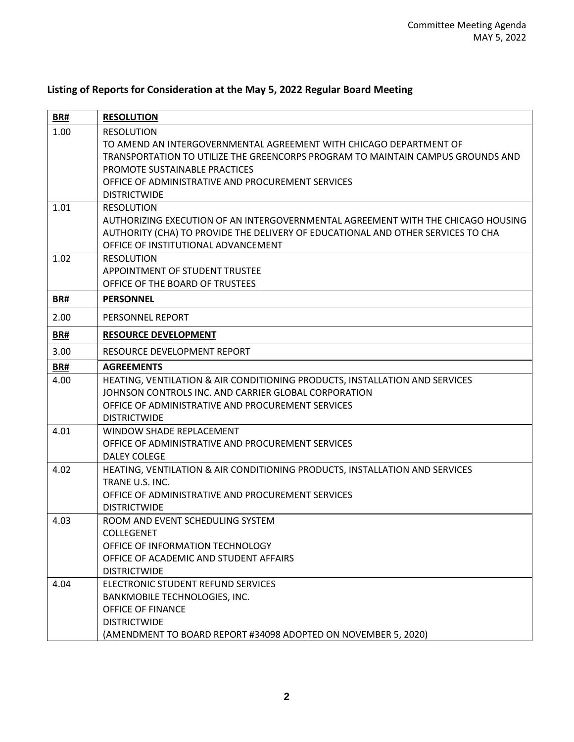## Listing of Reports for Consideration at the May 5, 2022 Regular Board Meeting

| **BR#** | **RESOLUTION** |
|---|---|
| 1.00 | RESOLUTION<br>TO AMEND AN INTERGOVERNMENTAL AGREEMENT WITH CHICAGO DEPARTMENT OF TRANSPORTATION TO UTILIZE THE GREENCORPS PROGRAM TO MAINTAIN CAMPUS GROUNDS AND PROMOTE SUSTAINABLE PRACTICES<br>OFFICE OF ADMINISTRATIVE AND PROCUREMENT SERVICES<br>DISTRICTWIDE |
| 1.01 | RESOLUTION<br>AUTHORIZING EXECUTION OF AN INTERGOVERNMENTAL AGREEMENT WITH THE CHICAGO HOUSING AUTHORITY (CHA) TO PROVIDE THE DELIVERY OF EDUCATIONAL AND OTHER SERVICES TO CHA<br>OFFICE OF INSTITUTIONAL ADVANCEMENT |
| 1.02 | RESOLUTION<br>APPOINTMENT OF STUDENT TRUSTEE<br>OFFICE OF THE BOARD OF TRUSTEES |
| **BR#** | **PERSONNEL** |
| 2.00 | PERSONNEL REPORT |
| **BR#** | **RESOURCE DEVELOPMENT** |
| 3.00 | RESOURCE DEVELOPMENT REPORT |
| **BR#** | **AGREEMENTS** |
| 4.00 | HEATING, VENTILATION & AIR CONDITIONING PRODUCTS, INSTALLATION AND SERVICES<br>JOHNSON CONTROLS INC. AND CARRIER GLOBAL CORPORATION<br>OFFICE OF ADMINISTRATIVE AND PROCUREMENT SERVICES<br>DISTRICTWIDE |
| 4.01 | WINDOW SHADE REPLACEMENT<br>OFFICE OF ADMINISTRATIVE AND PROCUREMENT SERVICES<br>DALEY COLEGE |
| 4.02 | HEATING, VENTILATION & AIR CONDITIONING PRODUCTS, INSTALLATION AND SERVICES<br>TRANE U.S. INC.<br>OFFICE OF ADMINISTRATIVE AND PROCUREMENT SERVICES<br>DISTRICTWIDE |
| 4.03 | ROOM AND EVENT SCHEDULING SYSTEM<br>COLLEGENET<br>OFFICE OF INFORMATION TECHNOLOGY<br>OFFICE OF ACADEMIC AND STUDENT AFFAIRS<br>DISTRICTWIDE |
| 4.04 | ELECTRONIC STUDENT REFUND SERVICES<br>BANKMOBILE TECHNOLOGIES, INC.<br>OFFICE OF FINANCE<br>DISTRICTWIDE<br>(AMENDMENT TO BOARD REPORT #34098 ADOPTED ON NOVEMBER 5, 2020) |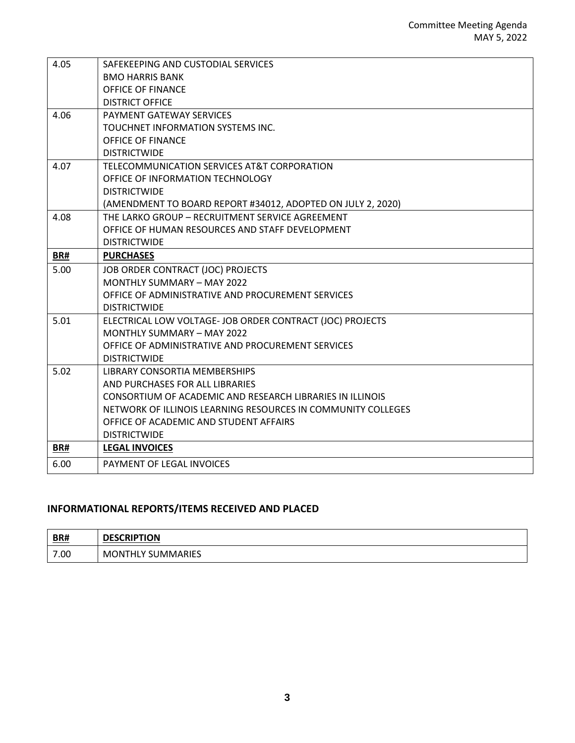| | |
|---|---|
| 4.05 | SAFEKEEPING AND CUSTODIAL SERVICES<br>BMO HARRIS BANK<br>OFFICE OF FINANCE<br>DISTRICT OFFICE |
| 4.06 | PAYMENT GATEWAY SERVICES<br>TOUCHNET INFORMATION SYSTEMS INC.<br>OFFICE OF FINANCE<br>DISTRICTWIDE |
| 4.07 | TELECOMMUNICATION SERVICES AT&T CORPORATION<br>OFFICE OF INFORMATION TECHNOLOGY<br>DISTRICTWIDE<br>(AMENDMENT TO BOARD REPORT #34012, ADOPTED ON JULY 2, 2020) |
| 4.08 | THE LARKO GROUP – RECRUITMENT SERVICE AGREEMENT<br>OFFICE OF HUMAN RESOURCES AND STAFF DEVELOPMENT<br>DISTRICTWIDE |
| **BR#** | **PURCHASES** |
| 5.00 | JOB ORDER CONTRACT (JOC) PROJECTS<br>MONTHLY SUMMARY – MAY 2022<br>OFFICE OF ADMINISTRATIVE AND PROCUREMENT SERVICES<br>DISTRICTWIDE |
| 5.01 | ELECTRICAL LOW VOLTAGE- JOB ORDER CONTRACT (JOC) PROJECTS<br>MONTHLY SUMMARY – MAY 2022<br>OFFICE OF ADMINISTRATIVE AND PROCUREMENT SERVICES<br>DISTRICTWIDE |
| 5.02 | LIBRARY CONSORTIA MEMBERSHIPS<br>AND PURCHASES FOR ALL LIBRARIES<br>CONSORTIUM OF ACADEMIC AND RESEARCH LIBRARIES IN ILLINOIS<br>NETWORK OF ILLINOIS LEARNING RESOURCES IN COMMUNITY COLLEGES<br>OFFICE OF ACADEMIC AND STUDENT AFFAIRS<br>DISTRICTWIDE |
| **BR#** | **LEGAL INVOICES** |
| 6.00 | PAYMENT OF LEGAL INVOICES |

## INFORMATIONAL REPORTS/ITEMS RECEIVED AND PLACED

| BR# | DESCRIPTION |
|---|---|
| 7.00 | MONTHLY SUMMARIES |